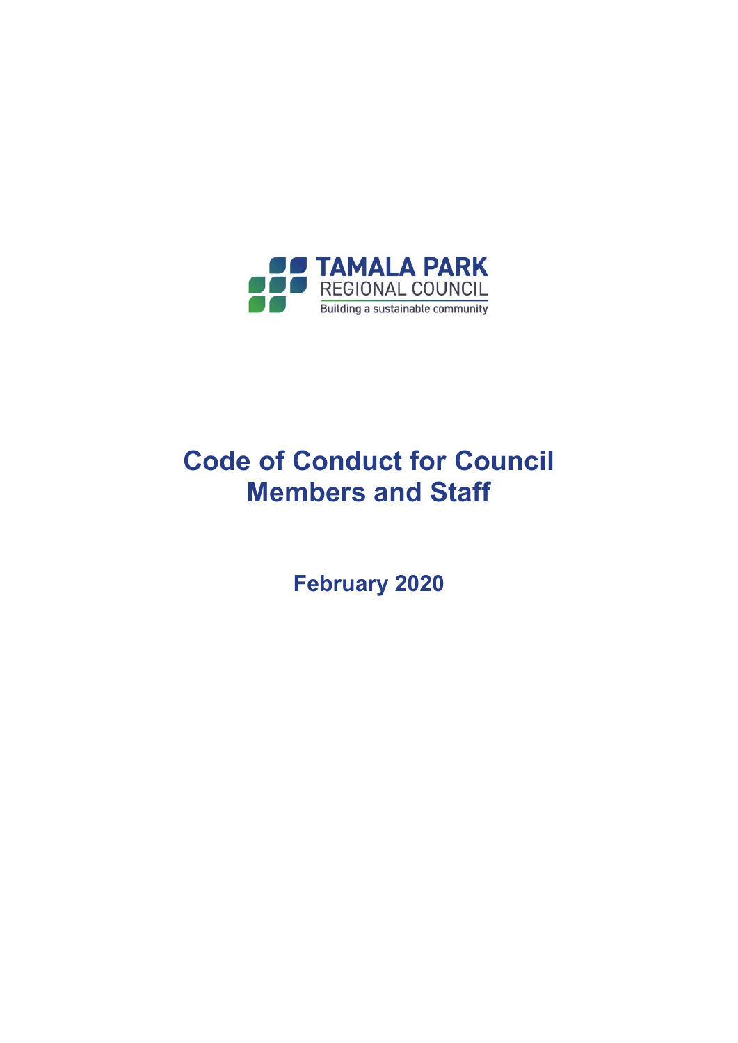TAMALA PARK
REGIONAL COUNCIL
Building a sustainable community

# Code of Conduct for Council Members and Staff

**February 2020**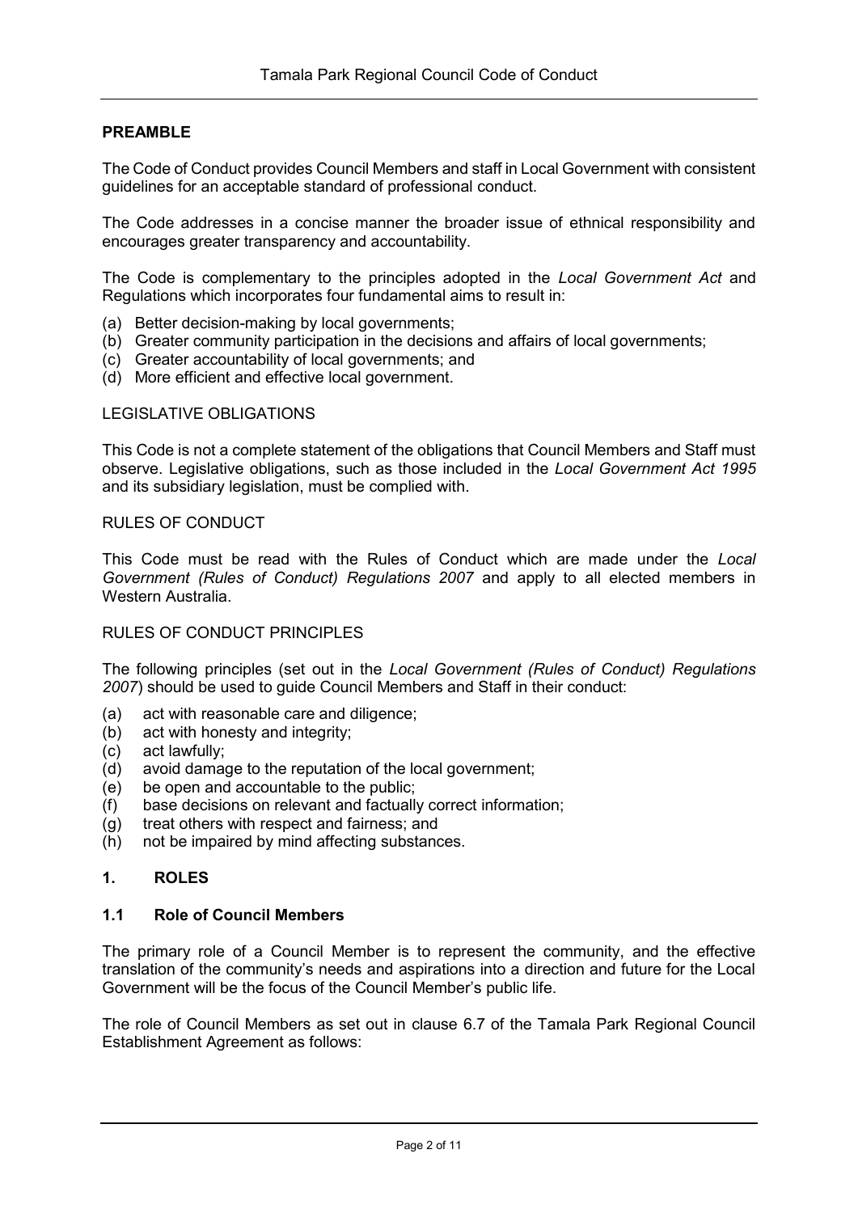## PREAMBLE

The Code of Conduct provides Council Members and staff in Local Government with consistent guidelines for an acceptable standard of professional conduct.

The Code addresses in a concise manner the broader issue of ethnical responsibility and encourages greater transparency and accountability.

The Code is complementary to the principles adopted in the *Local Government Act* and Regulations which incorporates four fundamental aims to result in:

(a) Better decision-making by local governments;
(b) Greater community participation in the decisions and affairs of local governments;
(c) Greater accountability of local governments; and
(d) More efficient and effective local government.

LEGISLATIVE OBLIGATIONS

This Code is not a complete statement of the obligations that Council Members and Staff must observe. Legislative obligations, such as those included in the *Local Government Act 1995* and its subsidiary legislation, must be complied with.

RULES OF CONDUCT

This Code must be read with the Rules of Conduct which are made under the *Local Government (Rules of Conduct) Regulations 2007* and apply to all elected members in Western Australia.

RULES OF CONDUCT PRINCIPLES

The following principles (set out in the *Local Government (Rules of Conduct) Regulations 2007*) should be used to guide Council Members and Staff in their conduct:

(a) act with reasonable care and diligence;
(b) act with honesty and integrity;
(c) act lawfully;
(d) avoid damage to the reputation of the local government;
(e) be open and accountable to the public;
(f) base decisions on relevant and factually correct information;
(g) treat others with respect and fairness; and
(h) not be impaired by mind affecting substances.

## 1. ROLES

### 1.1 Role of Council Members

The primary role of a Council Member is to represent the community, and the effective translation of the community's needs and aspirations into a direction and future for the Local Government will be the focus of the Council Member's public life.

The role of Council Members as set out in clause 6.7 of the Tamala Park Regional Council Establishment Agreement as follows: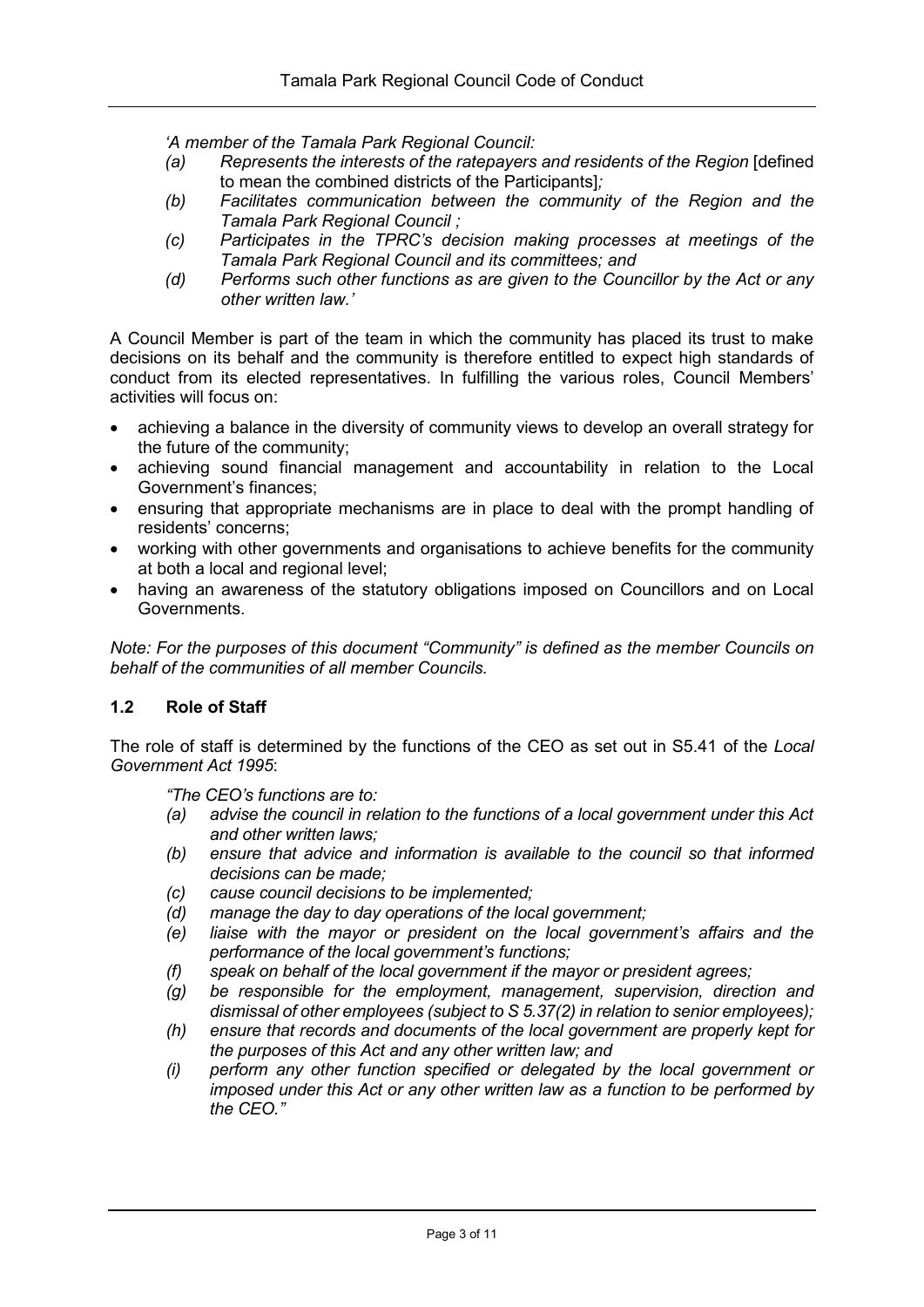*'A member of the Tamala Park Regional Council:*

- *(a) Represents the interests of the ratepayers and residents of the Region* [defined to mean the combined districts of the Participants]*;*
- *(b) Facilitates communication between the community of the Region and the Tamala Park Regional Council ;*
- *(c) Participates in the TPRC's decision making processes at meetings of the Tamala Park Regional Council and its committees; and*
- *(d) Performs such other functions as are given to the Councillor by the Act or any other written law.'*

A Council Member is part of the team in which the community has placed its trust to make decisions on its behalf and the community is therefore entitled to expect high standards of conduct from its elected representatives. In fulfilling the various roles, Council Members' activities will focus on:

- achieving a balance in the diversity of community views to develop an overall strategy for the future of the community;
- achieving sound financial management and accountability in relation to the Local Government's finances;
- ensuring that appropriate mechanisms are in place to deal with the prompt handling of residents' concerns;
- working with other governments and organisations to achieve benefits for the community at both a local and regional level;
- having an awareness of the statutory obligations imposed on Councillors and on Local Governments.

*Note: For the purposes of this document "Community" is defined as the member Councils on behalf of the communities of all member Councils.*

### 1.2 Role of Staff

The role of staff is determined by the functions of the CEO as set out in S5.41 of the *Local Government Act 1995*:

*"The CEO's functions are to:*

- *(a) advise the council in relation to the functions of a local government under this Act and other written laws;*
- *(b) ensure that advice and information is available to the council so that informed decisions can be made;*
- *(c) cause council decisions to be implemented;*
- *(d) manage the day to day operations of the local government;*
- *(e) liaise with the mayor or president on the local government's affairs and the performance of the local government's functions;*
- *(f) speak on behalf of the local government if the mayor or president agrees;*
- *(g) be responsible for the employment, management, supervision, direction and dismissal of other employees (subject to S 5.37(2) in relation to senior employees);*
- *(h) ensure that records and documents of the local government are properly kept for the purposes of this Act and any other written law; and*
- *(i) perform any other function specified or delegated by the local government or imposed under this Act or any other written law as a function to be performed by the CEO."*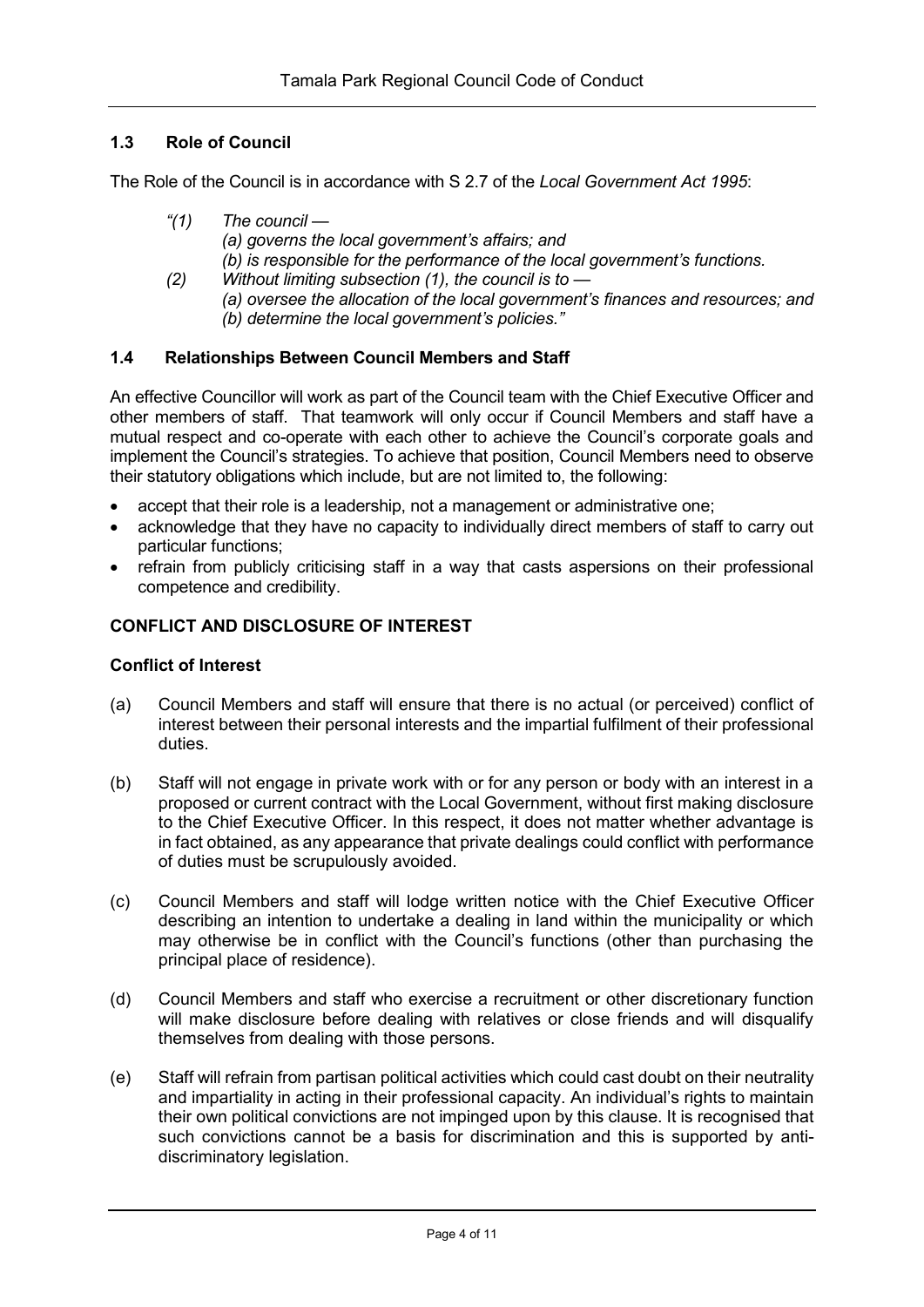### 1.3 Role of Council

The Role of the Council is in accordance with S 2.7 of the *Local Government Act 1995*:

> *"(1) The council —*
> *(a) governs the local government's affairs; and*
> *(b) is responsible for the performance of the local government's functions.*
>
> *(2) Without limiting subsection (1), the council is to —*
> *(a) oversee the allocation of the local government's finances and resources; and*
> *(b) determine the local government's policies."*

### 1.4 Relationships Between Council Members and Staff

An effective Councillor will work as part of the Council team with the Chief Executive Officer and other members of staff. That teamwork will only occur if Council Members and staff have a mutual respect and co-operate with each other to achieve the Council's corporate goals and implement the Council's strategies. To achieve that position, Council Members need to observe their statutory obligations which include, but are not limited to, the following:

- accept that their role is a leadership, not a management or administrative one;
- acknowledge that they have no capacity to individually direct members of staff to carry out particular functions;
- refrain from publicly criticising staff in a way that casts aspersions on their professional competence and credibility.

## CONFLICT AND DISCLOSURE OF INTEREST

### Conflict of Interest

(a) Council Members and staff will ensure that there is no actual (or perceived) conflict of interest between their personal interests and the impartial fulfilment of their professional duties.

(b) Staff will not engage in private work with or for any person or body with an interest in a proposed or current contract with the Local Government, without first making disclosure to the Chief Executive Officer. In this respect, it does not matter whether advantage is in fact obtained, as any appearance that private dealings could conflict with performance of duties must be scrupulously avoided.

(c) Council Members and staff will lodge written notice with the Chief Executive Officer describing an intention to undertake a dealing in land within the municipality or which may otherwise be in conflict with the Council's functions (other than purchasing the principal place of residence).

(d) Council Members and staff who exercise a recruitment or other discretionary function will make disclosure before dealing with relatives or close friends and will disqualify themselves from dealing with those persons.

(e) Staff will refrain from partisan political activities which could cast doubt on their neutrality and impartiality in acting in their professional capacity. An individual's rights to maintain their own political convictions are not impinged upon by this clause. It is recognised that such convictions cannot be a basis for discrimination and this is supported by anti-discriminatory legislation.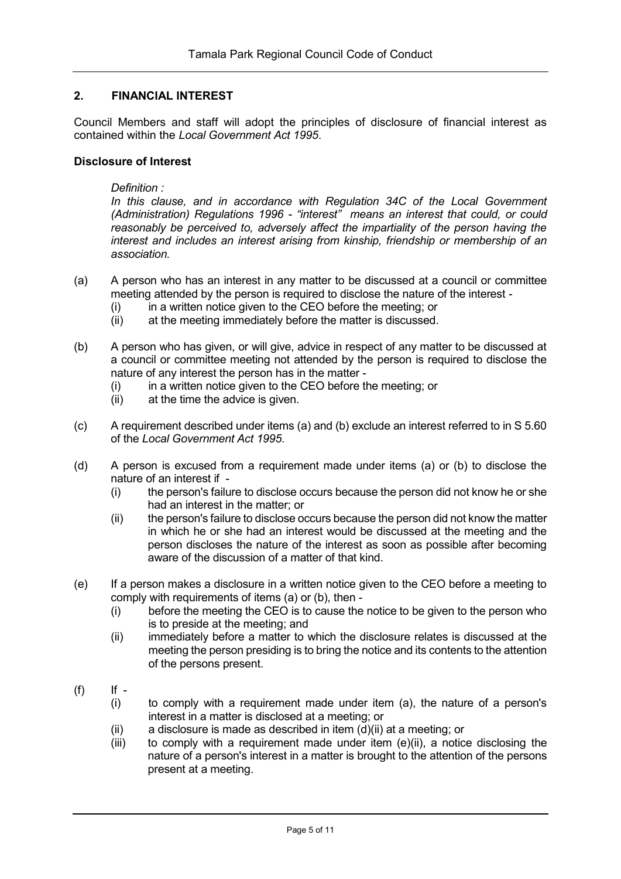## 2. FINANCIAL INTEREST

Council Members and staff will adopt the principles of disclosure of financial interest as contained within the *Local Government Act 1995*.

**Disclosure of Interest**

*Definition :*

*In this clause, and in accordance with Regulation 34C of the Local Government (Administration) Regulations 1996 - "interest" means an interest that could, or could reasonably be perceived to, adversely affect the impartiality of the person having the interest and includes an interest arising from kinship, friendship or membership of an association.*

(a) A person who has an interest in any matter to be discussed at a council or committee meeting attended by the person is required to disclose the nature of the interest -
  (i) in a written notice given to the CEO before the meeting; or
  (ii) at the meeting immediately before the matter is discussed.

(b) A person who has given, or will give, advice in respect of any matter to be discussed at a council or committee meeting not attended by the person is required to disclose the nature of any interest the person has in the matter -
  (i) in a written notice given to the CEO before the meeting; or
  (ii) at the time the advice is given.

(c) A requirement described under items (a) and (b) exclude an interest referred to in S 5.60 of the *Local Government Act 1995*.

(d) A person is excused from a requirement made under items (a) or (b) to disclose the nature of an interest if -
  (i) the person's failure to disclose occurs because the person did not know he or she had an interest in the matter; or
  (ii) the person's failure to disclose occurs because the person did not know the matter in which he or she had an interest would be discussed at the meeting and the person discloses the nature of the interest as soon as possible after becoming aware of the discussion of a matter of that kind.

(e) If a person makes a disclosure in a written notice given to the CEO before a meeting to comply with requirements of items (a) or (b), then -
  (i) before the meeting the CEO is to cause the notice to be given to the person who is to preside at the meeting; and
  (ii) immediately before a matter to which the disclosure relates is discussed at the meeting the person presiding is to bring the notice and its contents to the attention of the persons present.

(f) If -
  (i) to comply with a requirement made under item (a), the nature of a person's interest in a matter is disclosed at a meeting; or
  (ii) a disclosure is made as described in item (d)(ii) at a meeting; or
  (iii) to comply with a requirement made under item (e)(ii), a notice disclosing the nature of a person's interest in a matter is brought to the attention of the persons present at a meeting.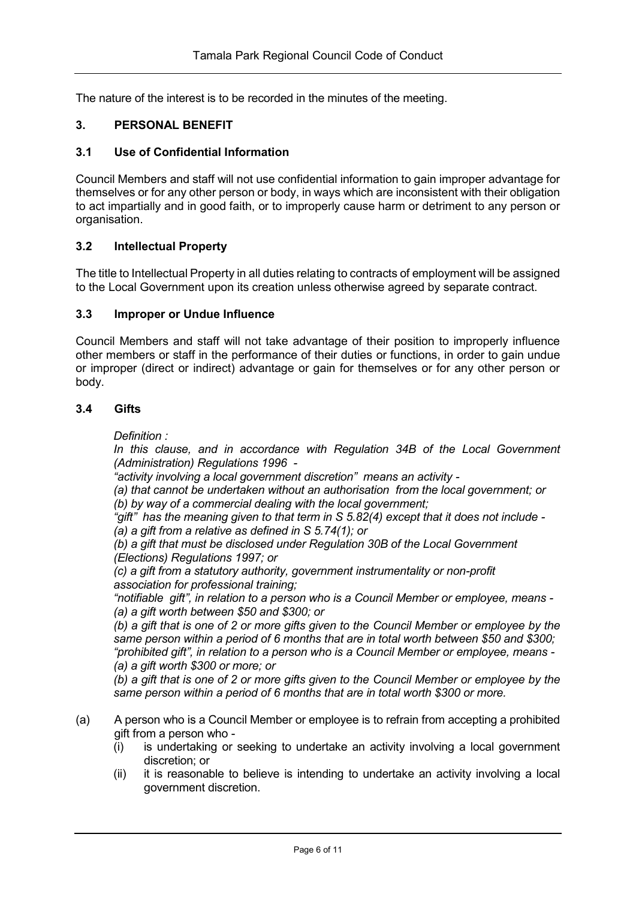The nature of the interest is to be recorded in the minutes of the meeting.

## 3. PERSONAL BENEFIT

### 3.1 Use of Confidential Information

Council Members and staff will not use confidential information to gain improper advantage for themselves or for any other person or body, in ways which are inconsistent with their obligation to act impartially and in good faith, or to improperly cause harm or detriment to any person or organisation.

### 3.2 Intellectual Property

The title to Intellectual Property in all duties relating to contracts of employment will be assigned to the Local Government upon its creation unless otherwise agreed by separate contract.

### 3.3 Improper or Undue Influence

Council Members and staff will not take advantage of their position to improperly influence other members or staff in the performance of their duties or functions, in order to gain undue or improper (direct or indirect) advantage or gain for themselves or for any other person or body.

### 3.4 Gifts

*Definition :*
*In this clause, and in accordance with Regulation 34B of the Local Government (Administration) Regulations 1996 -*
*"activity involving a local government discretion" means an activity -*
*(a) that cannot be undertaken without an authorisation from the local government; or*
*(b) by way of a commercial dealing with the local government;*
*"gift" has the meaning given to that term in S 5.82(4) except that it does not include -*
*(a) a gift from a relative as defined in S 5.74(1); or*
*(b) a gift that must be disclosed under Regulation 30B of the Local Government (Elections) Regulations 1997; or*
*(c) a gift from a statutory authority, government instrumentality or non-profit association for professional training;*
*"notifiable gift", in relation to a person who is a Council Member or employee, means -*
*(a) a gift worth between $50 and $300; or*
*(b) a gift that is one of 2 or more gifts given to the Council Member or employee by the same person within a period of 6 months that are in total worth between $50 and $300;*
*"prohibited gift", in relation to a person who is a Council Member or employee, means -*
*(a) a gift worth $300 or more; or*
*(b) a gift that is one of 2 or more gifts given to the Council Member or employee by the same person within a period of 6 months that are in total worth $300 or more.*

(a) A person who is a Council Member or employee is to refrain from accepting a prohibited gift from a person who -
   (i) is undertaking or seeking to undertake an activity involving a local government discretion; or
   (ii) it is reasonable to believe is intending to undertake an activity involving a local government discretion.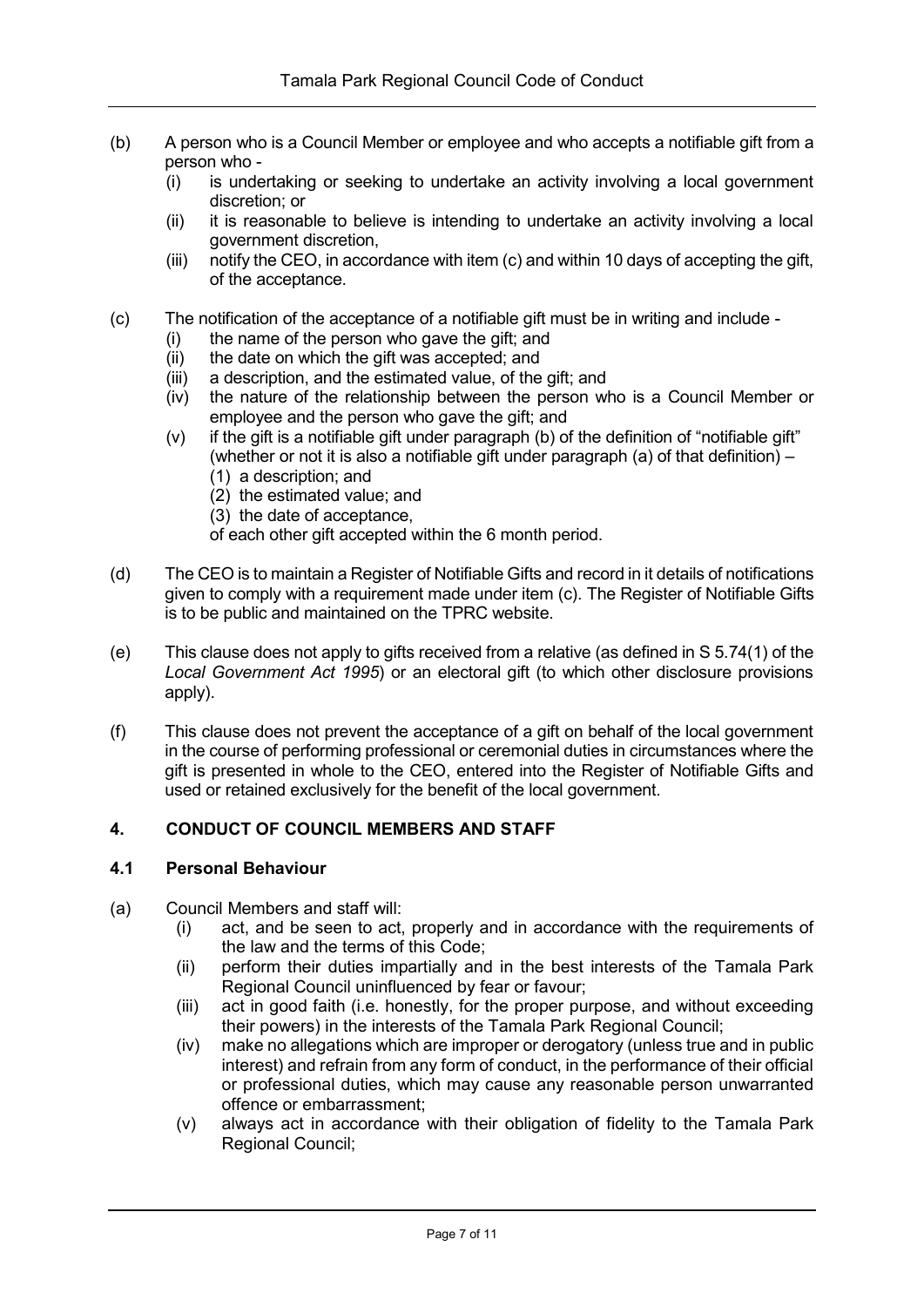(b) A person who is a Council Member or employee and who accepts a notifiable gift from a person who -
   - (i) is undertaking or seeking to undertake an activity involving a local government discretion; or
   - (ii) it is reasonable to believe is intending to undertake an activity involving a local government discretion,
   - (iii) notify the CEO, in accordance with item (c) and within 10 days of accepting the gift, of the acceptance.

(c) The notification of the acceptance of a notifiable gift must be in writing and include -
   - (i) the name of the person who gave the gift; and
   - (ii) the date on which the gift was accepted; and
   - (iii) a description, and the estimated value, of the gift; and
   - (iv) the nature of the relationship between the person who is a Council Member or employee and the person who gave the gift; and
   - (v) if the gift is a notifiable gift under paragraph (b) of the definition of "notifiable gift" (whether or not it is also a notifiable gift under paragraph (a) of that definition) –
     - (1) a description; and
     - (2) the estimated value; and
     - (3) the date of acceptance,

     of each other gift accepted within the 6 month period.

(d) The CEO is to maintain a Register of Notifiable Gifts and record in it details of notifications given to comply with a requirement made under item (c). The Register of Notifiable Gifts is to be public and maintained on the TPRC website.

(e) This clause does not apply to gifts received from a relative (as defined in S 5.74(1) of the *Local Government Act 1995*) or an electoral gift (to which other disclosure provisions apply).

(f) This clause does not prevent the acceptance of a gift on behalf of the local government in the course of performing professional or ceremonial duties in circumstances where the gift is presented in whole to the CEO, entered into the Register of Notifiable Gifts and used or retained exclusively for the benefit of the local government.

## 4. CONDUCT OF COUNCIL MEMBERS AND STAFF

### 4.1 Personal Behaviour

(a) Council Members and staff will:
   - (i) act, and be seen to act, properly and in accordance with the requirements of the law and the terms of this Code;
   - (ii) perform their duties impartially and in the best interests of the Tamala Park Regional Council uninfluenced by fear or favour;
   - (iii) act in good faith (i.e. honestly, for the proper purpose, and without exceeding their powers) in the interests of the Tamala Park Regional Council;
   - (iv) make no allegations which are improper or derogatory (unless true and in public interest) and refrain from any form of conduct, in the performance of their official or professional duties, which may cause any reasonable person unwarranted offence or embarrassment;
   - (v) always act in accordance with their obligation of fidelity to the Tamala Park Regional Council;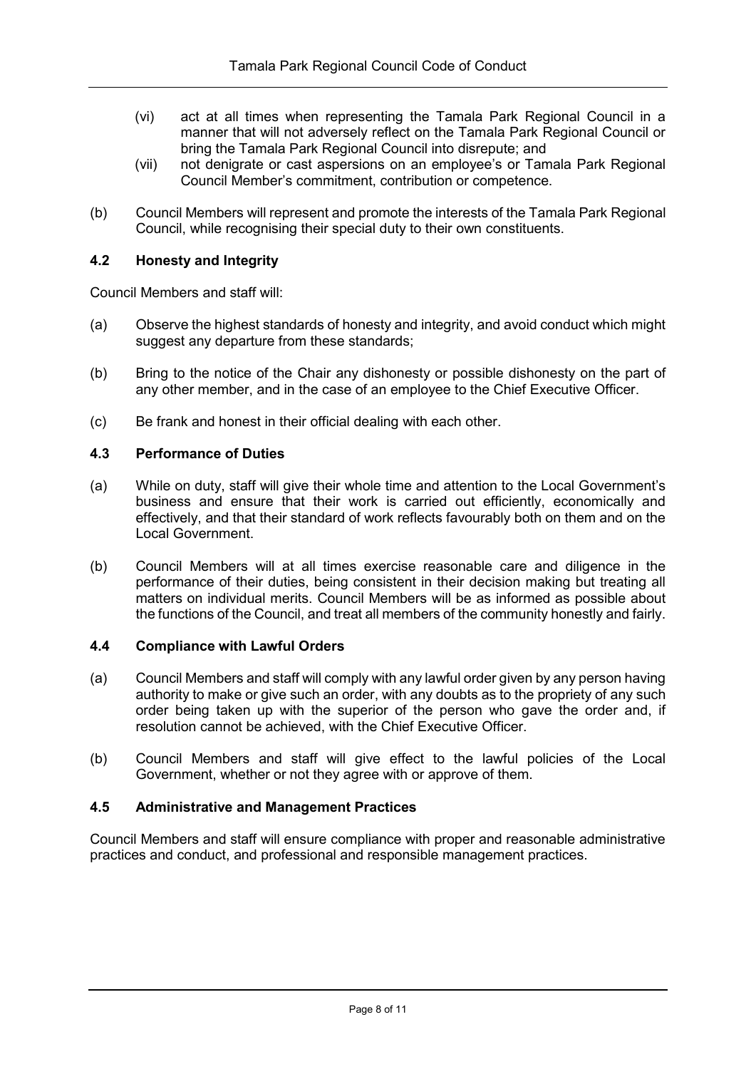(vi) act at all times when representing the Tamala Park Regional Council in a manner that will not adversely reflect on the Tamala Park Regional Council or bring the Tamala Park Regional Council into disrepute; and

(vii) not denigrate or cast aspersions on an employee's or Tamala Park Regional Council Member's commitment, contribution or competence.

(b) Council Members will represent and promote the interests of the Tamala Park Regional Council, while recognising their special duty to their own constituents.

### 4.2 Honesty and Integrity

Council Members and staff will:

(a) Observe the highest standards of honesty and integrity, and avoid conduct which might suggest any departure from these standards;

(b) Bring to the notice of the Chair any dishonesty or possible dishonesty on the part of any other member, and in the case of an employee to the Chief Executive Officer.

(c) Be frank and honest in their official dealing with each other.

### 4.3 Performance of Duties

(a) While on duty, staff will give their whole time and attention to the Local Government's business and ensure that their work is carried out efficiently, economically and effectively, and that their standard of work reflects favourably both on them and on the Local Government.

(b) Council Members will at all times exercise reasonable care and diligence in the performance of their duties, being consistent in their decision making but treating all matters on individual merits. Council Members will be as informed as possible about the functions of the Council, and treat all members of the community honestly and fairly.

### 4.4 Compliance with Lawful Orders

(a) Council Members and staff will comply with any lawful order given by any person having authority to make or give such an order, with any doubts as to the propriety of any such order being taken up with the superior of the person who gave the order and, if resolution cannot be achieved, with the Chief Executive Officer.

(b) Council Members and staff will give effect to the lawful policies of the Local Government, whether or not they agree with or approve of them.

### 4.5 Administrative and Management Practices

Council Members and staff will ensure compliance with proper and reasonable administrative practices and conduct, and professional and responsible management practices.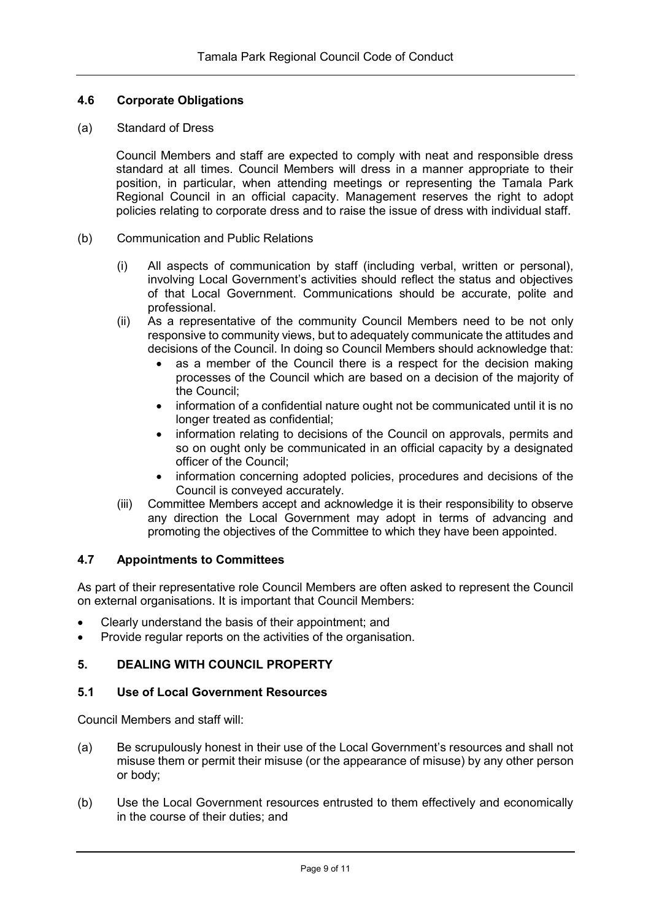### 4.6 Corporate Obligations

(a) Standard of Dress

Council Members and staff are expected to comply with neat and responsible dress standard at all times. Council Members will dress in a manner appropriate to their position, in particular, when attending meetings or representing the Tamala Park Regional Council in an official capacity. Management reserves the right to adopt policies relating to corporate dress and to raise the issue of dress with individual staff.

(b) Communication and Public Relations

(i) All aspects of communication by staff (including verbal, written or personal), involving Local Government's activities should reflect the status and objectives of that Local Government. Communications should be accurate, polite and professional.

(ii) As a representative of the community Council Members need to be not only responsive to community views, but to adequately communicate the attitudes and decisions of the Council. In doing so Council Members should acknowledge that:

- as a member of the Council there is a respect for the decision making processes of the Council which are based on a decision of the majority of the Council;
- information of a confidential nature ought not be communicated until it is no longer treated as confidential;
- information relating to decisions of the Council on approvals, permits and so on ought only be communicated in an official capacity by a designated officer of the Council;
- information concerning adopted policies, procedures and decisions of the Council is conveyed accurately.

(iii) Committee Members accept and acknowledge it is their responsibility to observe any direction the Local Government may adopt in terms of advancing and promoting the objectives of the Committee to which they have been appointed.

### 4.7 Appointments to Committees

As part of their representative role Council Members are often asked to represent the Council on external organisations. It is important that Council Members:

- Clearly understand the basis of their appointment; and
- Provide regular reports on the activities of the organisation.

## 5. DEALING WITH COUNCIL PROPERTY

### 5.1 Use of Local Government Resources

Council Members and staff will:

(a) Be scrupulously honest in their use of the Local Government's resources and shall not misuse them or permit their misuse (or the appearance of misuse) by any other person or body;

(b) Use the Local Government resources entrusted to them effectively and economically in the course of their duties; and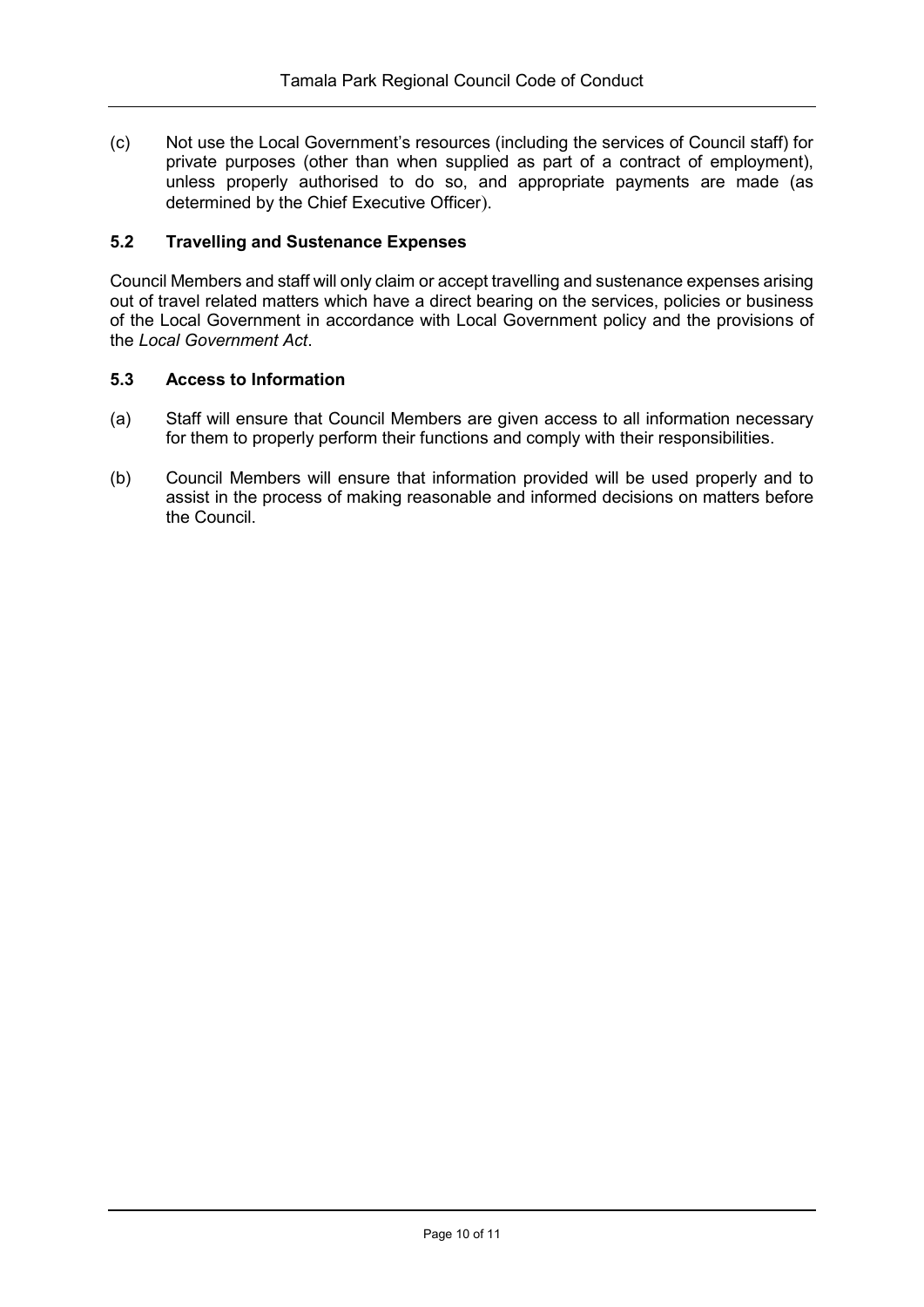(c) Not use the Local Government's resources (including the services of Council staff) for private purposes (other than when supplied as part of a contract of employment), unless properly authorised to do so, and appropriate payments are made (as determined by the Chief Executive Officer).

### 5.2 Travelling and Sustenance Expenses

Council Members and staff will only claim or accept travelling and sustenance expenses arising out of travel related matters which have a direct bearing on the services, policies or business of the Local Government in accordance with Local Government policy and the provisions of the *Local Government Act*.

### 5.3 Access to Information

(a) Staff will ensure that Council Members are given access to all information necessary for them to properly perform their functions and comply with their responsibilities.

(b) Council Members will ensure that information provided will be used properly and to assist in the process of making reasonable and informed decisions on matters before the Council.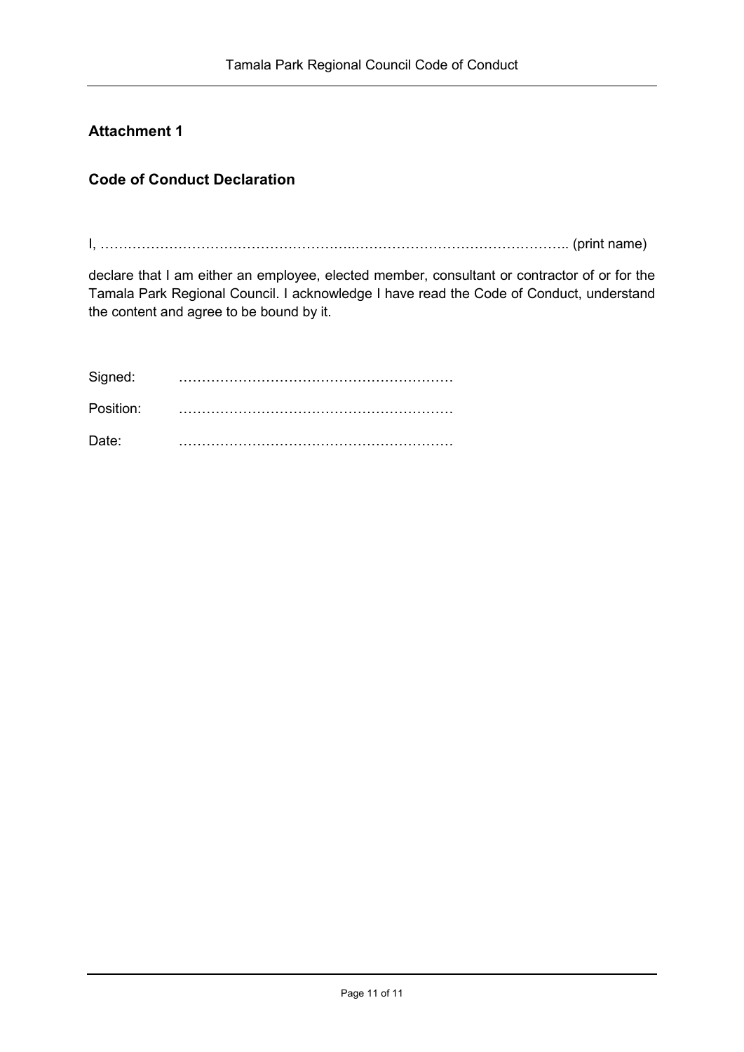## Attachment 1

## Code of Conduct Declaration

I, …………………………………………….………………………………………. (print name)

declare that I am either an employee, elected member, consultant or contractor of or for the Tamala Park Regional Council. I acknowledge I have read the Code of Conduct, understand the content and agree to be bound by it.

Signed: ……………………………………………………

Position: ……………………………………………………

Date: ……………………………………………………